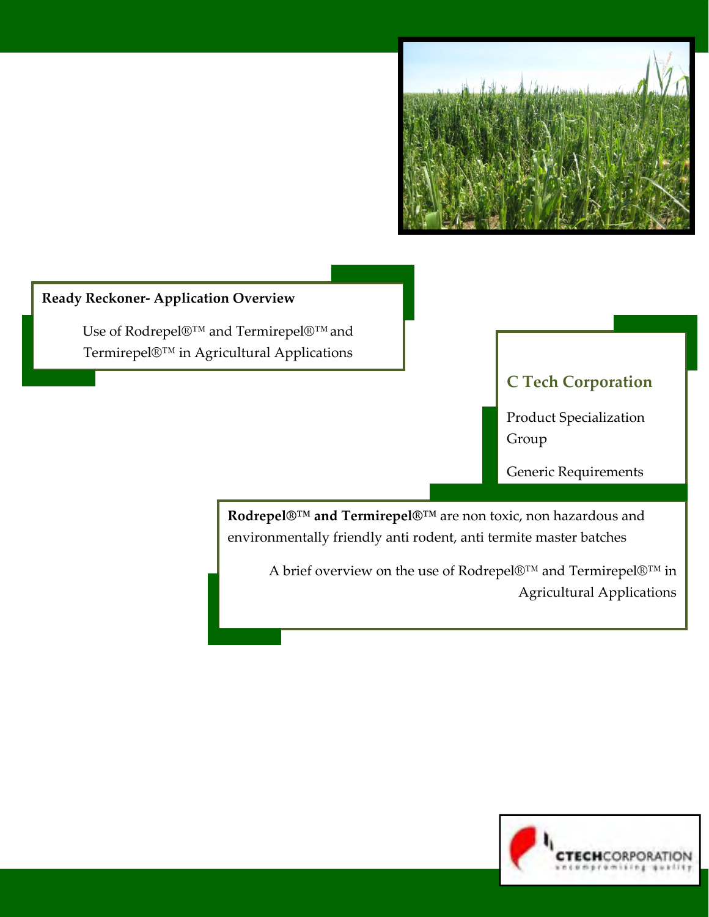**Ready Reckoner- Application Overview**

Use of Rodrepel®™ and Termirepel®™ and Termirepel®™ in Agricultural Applications

## C Tech Corporation

Product Specialization Group

Generic Requirements

**Rodrepel®™ and Termirepel®™** are non toxic, non hazardous and environmentally friendly anti rodent, anti termite master batches

A brief overview on the use of Rodrepel®™ and Termirepel®™ in Agricultural Applications

CTECHCORPORATION
uncompromising quality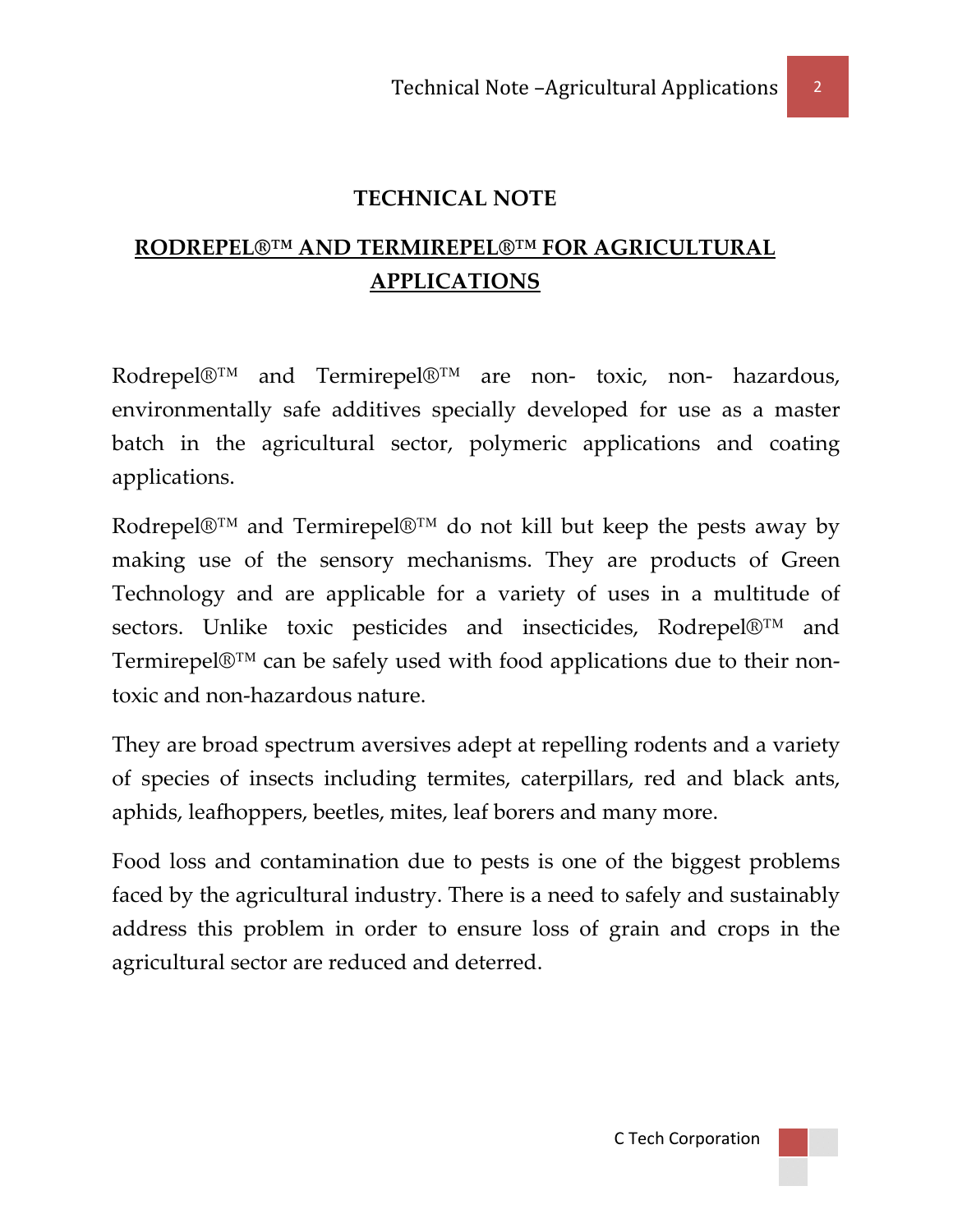# TECHNICAL NOTE

## RODREPEL®™ AND TERMIREPEL®™ FOR AGRICULTURAL APPLICATIONS

Rodrepel®™ and Termirepel®™ are non- toxic, non- hazardous, environmentally safe additives specially developed for use as a master batch in the agricultural sector, polymeric applications and coating applications.

Rodrepel®™ and Termirepel®™ do not kill but keep the pests away by making use of the sensory mechanisms. They are products of Green Technology and are applicable for a variety of uses in a multitude of sectors. Unlike toxic pesticides and insecticides, Rodrepel®™ and Termirepel®™ can be safely used with food applications due to their non-toxic and non-hazardous nature.

They are broad spectrum aversives adept at repelling rodents and a variety of species of insects including termites, caterpillars, red and black ants, aphids, leafhoppers, beetles, mites, leaf borers and many more.

Food loss and contamination due to pests is one of the biggest problems faced by the agricultural industry. There is a need to safely and sustainably address this problem in order to ensure loss of grain and crops in the agricultural sector are reduced and deterred.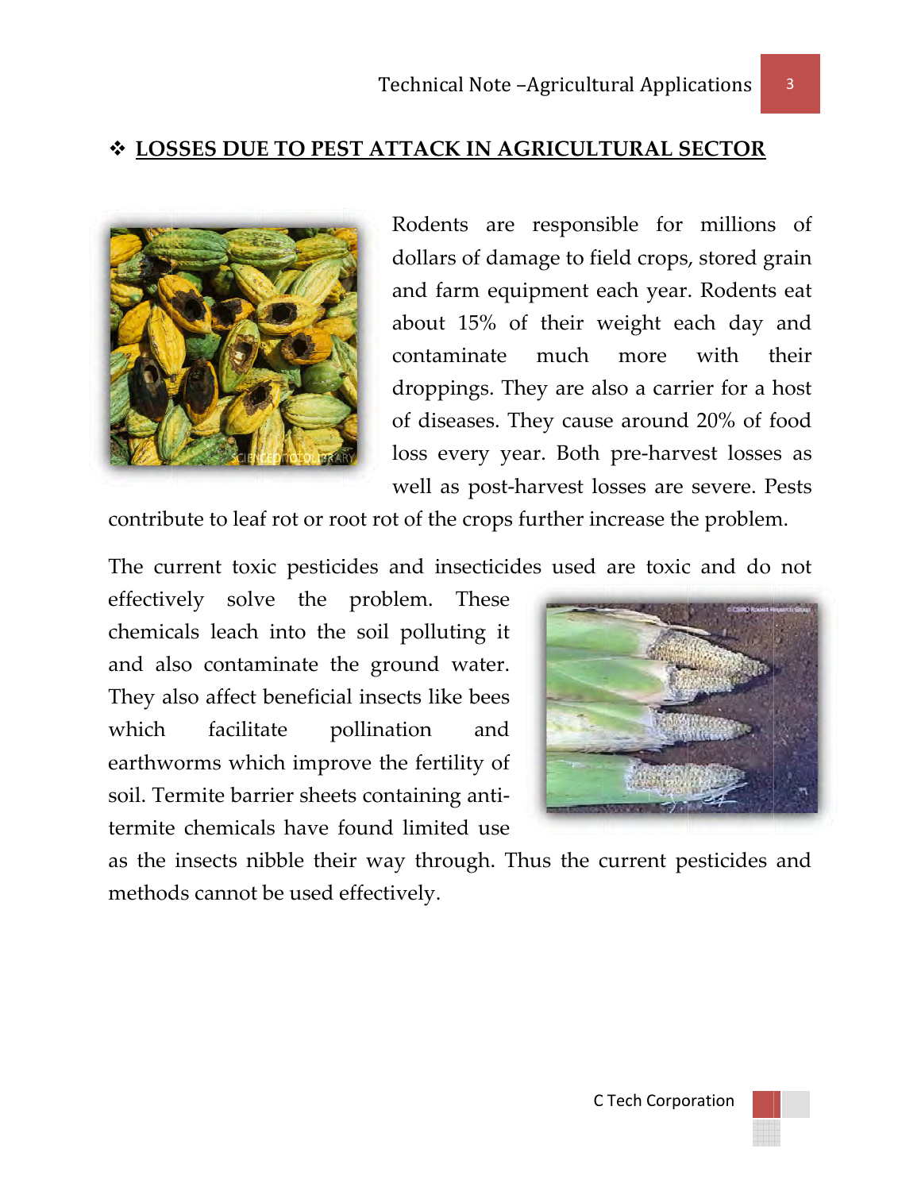## ❖ LOSSES DUE TO PEST ATTACK IN AGRICULTURAL SECTOR

Rodents are responsible for millions of dollars of damage to field crops, stored grain and farm equipment each year. Rodents eat about 15% of their weight each day and contaminate much more with their droppings. They are also a carrier for a host of diseases. They cause around 20% of food loss every year. Both pre-harvest losses as well as post-harvest losses are severe. Pests contribute to leaf rot or root rot of the crops further increase the problem.

The current toxic pesticides and insecticides used are toxic and do not effectively solve the problem. These chemicals leach into the soil polluting it and also contaminate the ground water. They also affect beneficial insects like bees which facilitate pollination and earthworms which improve the fertility of soil. Termite barrier sheets containing anti-termite chemicals have found limited use as the insects nibble their way through. Thus the current pesticides and methods cannot be used effectively.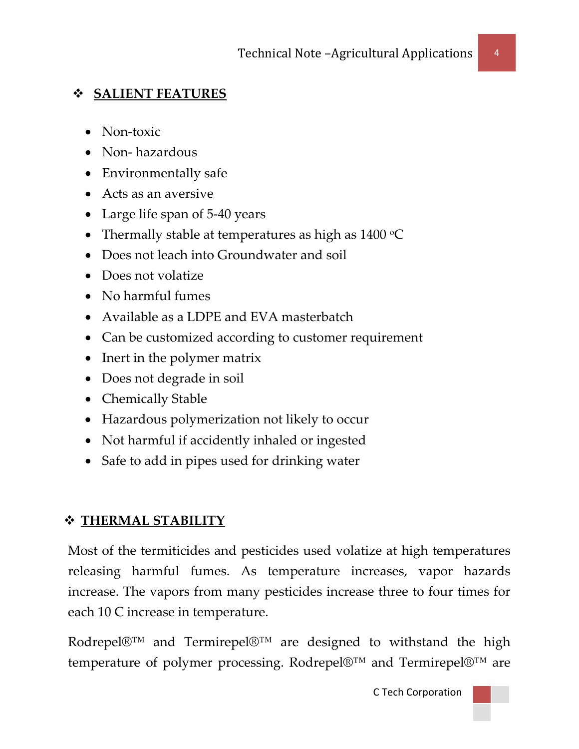## ❖ SALIENT FEATURES

- Non-toxic
- Non- hazardous
- Environmentally safe
- Acts as an aversive
- Large life span of 5-40 years
- Thermally stable at temperatures as high as 1400 $^{o}$C
- Does not leach into Groundwater and soil
- Does not volatize
- No harmful fumes
- Available as a LDPE and EVA masterbatch
- Can be customized according to customer requirement
- Inert in the polymer matrix
- Does not degrade in soil
- Chemically Stable
- Hazardous polymerization not likely to occur
- Not harmful if accidently inhaled or ingested
- Safe to add in pipes used for drinking water

## ❖ THERMAL STABILITY

Most of the termiticides and pesticides used volatize at high temperatures releasing harmful fumes. As temperature increases, vapor hazards increase. The vapors from many pesticides increase three to four times for each 10 C increase in temperature.

Rodrepel®™ and Termirepel®™ are designed to withstand the high temperature of polymer processing. Rodrepel®™ and Termirepel®™ are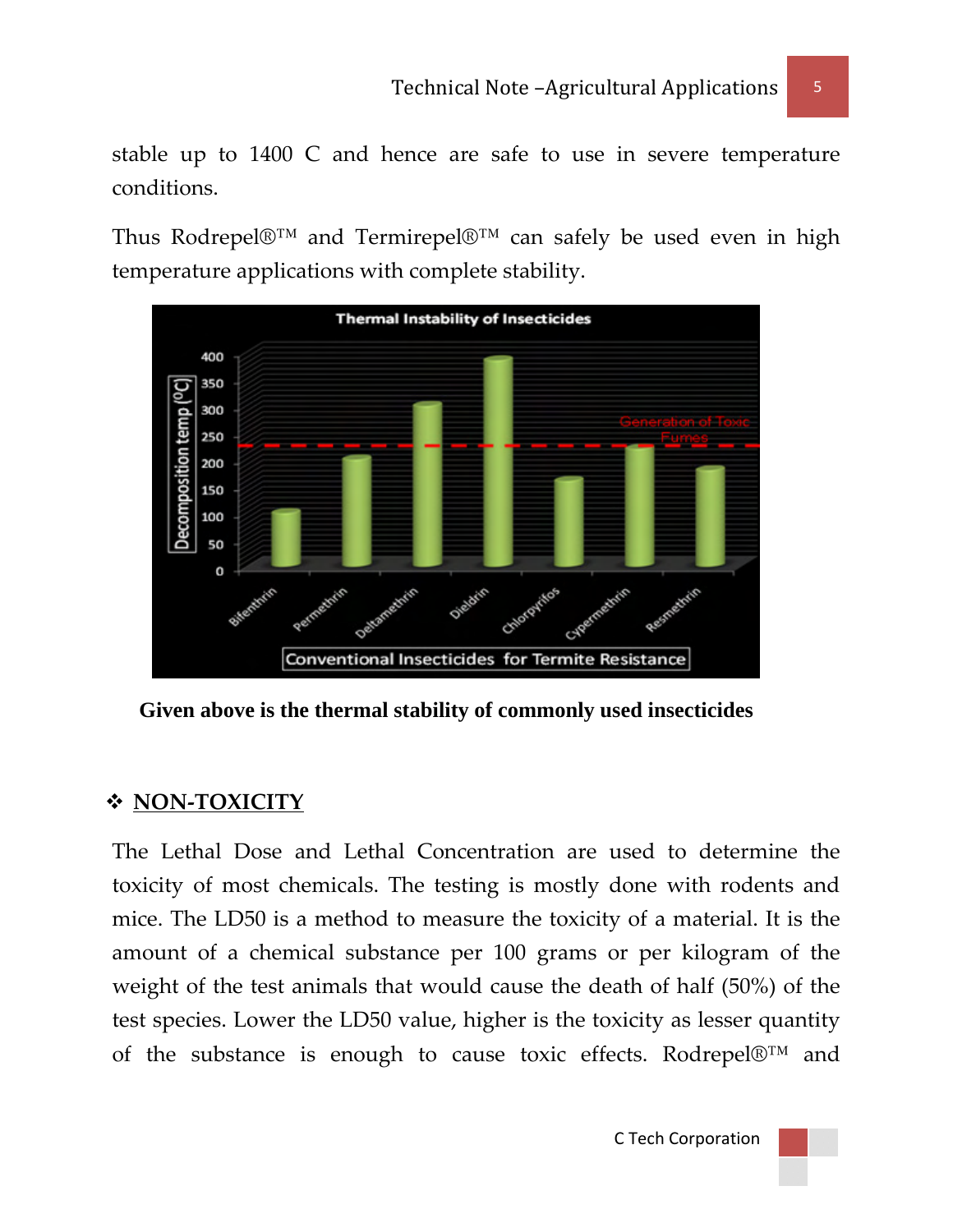stable up to 1400 C and hence are safe to use in severe temperature conditions.

Thus Rodrepel®™ and Termirepel®™ can safely be used even in high temperature applications with complete stability.

**Given above is the thermal stability of commonly used insecticides**

## ❖ NON-TOXICITY

The Lethal Dose and Lethal Concentration are used to determine the toxicity of most chemicals. The testing is mostly done with rodents and mice. The LD50 is a method to measure the toxicity of a material. It is the amount of a chemical substance per 100 grams or per kilogram of the weight of the test animals that would cause the death of half (50%) of the test species. Lower the LD50 value, higher is the toxicity as lesser quantity of the substance is enough to cause toxic effects. Rodrepel®™ and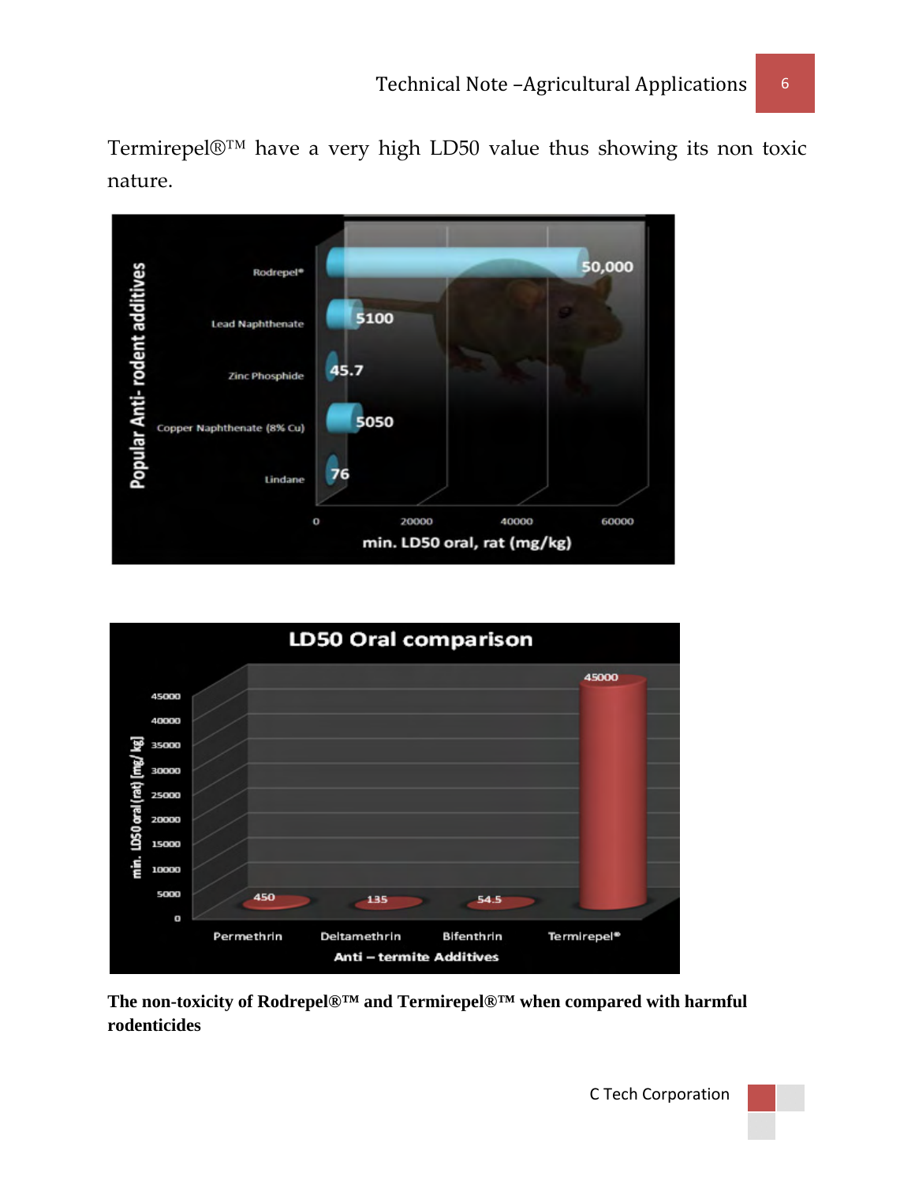Termirepel®™ have a very high LD50 value thus showing its non toxic nature.

**The non-toxicity of Rodrepel®™ and Termirepel®™ when compared with harmful rodenticides**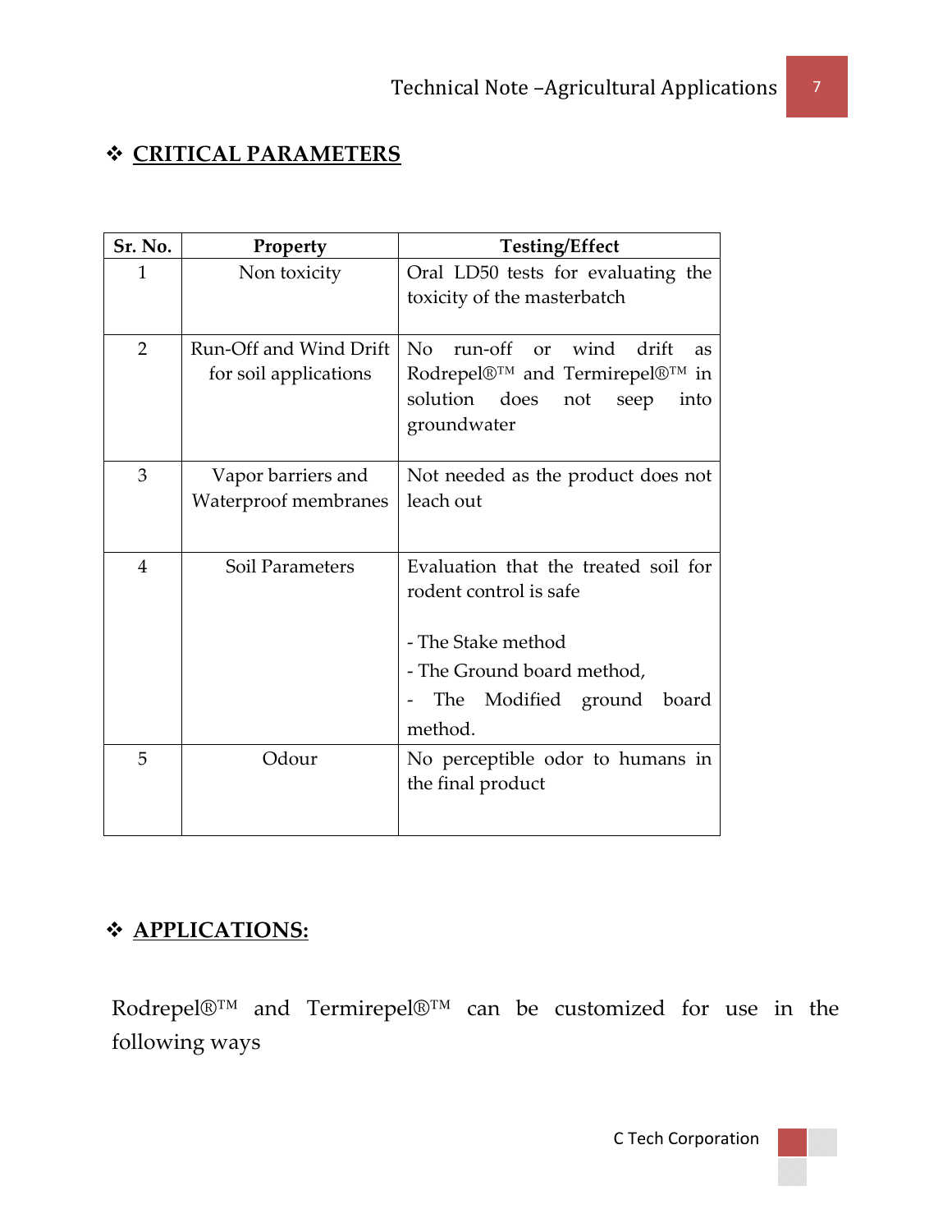## ❖ CRITICAL PARAMETERS

| Sr. No. | Property | Testing/Effect |
|---|---|---|
| 1 | Non toxicity | Oral LD50 tests for evaluating the toxicity of the masterbatch |
| 2 | Run-Off and Wind Drift for soil applications | No run-off or wind drift as Rodrepel®™ and Termirepel®™ in solution does not seep into groundwater |
| 3 | Vapor barriers and Waterproof membranes | Not needed as the product does not leach out |
| 4 | Soil Parameters | Evaluation that the treated soil for rodent control is safe<br><br>- The Stake method<br>- The Ground board method,<br>- The Modified ground board method. |
| 5 | Odour | No perceptible odor to humans in the final product |

## ❖ APPLICATIONS:

Rodrepel®™ and Termirepel®™ can be customized for use in the following ways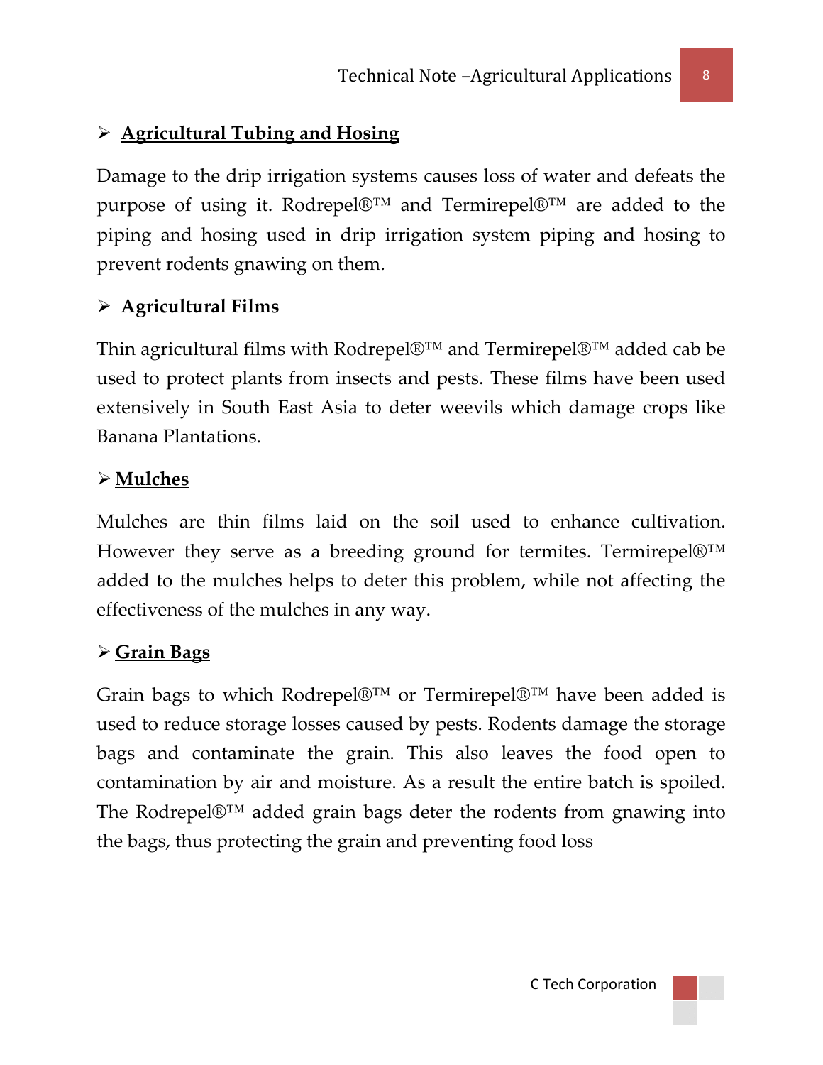- **<u>Agricultural Tubing and Hosing</u>**

Damage to the drip irrigation systems causes loss of water and defeats the purpose of using it. Rodrepel®™ and Termirepel®™ are added to the piping and hosing used in drip irrigation system piping and hosing to prevent rodents gnawing on them.

- **<u>Agricultural Films</u>**

Thin agricultural films with Rodrepel®™ and Termirepel®™ added cab be used to protect plants from insects and pests. These films have been used extensively in South East Asia to deter weevils which damage crops like Banana Plantations.

- **<u>Mulches</u>**

Mulches are thin films laid on the soil used to enhance cultivation. However they serve as a breeding ground for termites. Termirepel®™ added to the mulches helps to deter this problem, while not affecting the effectiveness of the mulches in any way.

- **<u>Grain Bags</u>**

Grain bags to which Rodrepel®™ or Termirepel®™ have been added is used to reduce storage losses caused by pests. Rodents damage the storage bags and contaminate the grain. This also leaves the food open to contamination by air and moisture. As a result the entire batch is spoiled. The Rodrepel®™ added grain bags deter the rodents from gnawing into the bags, thus protecting the grain and preventing food loss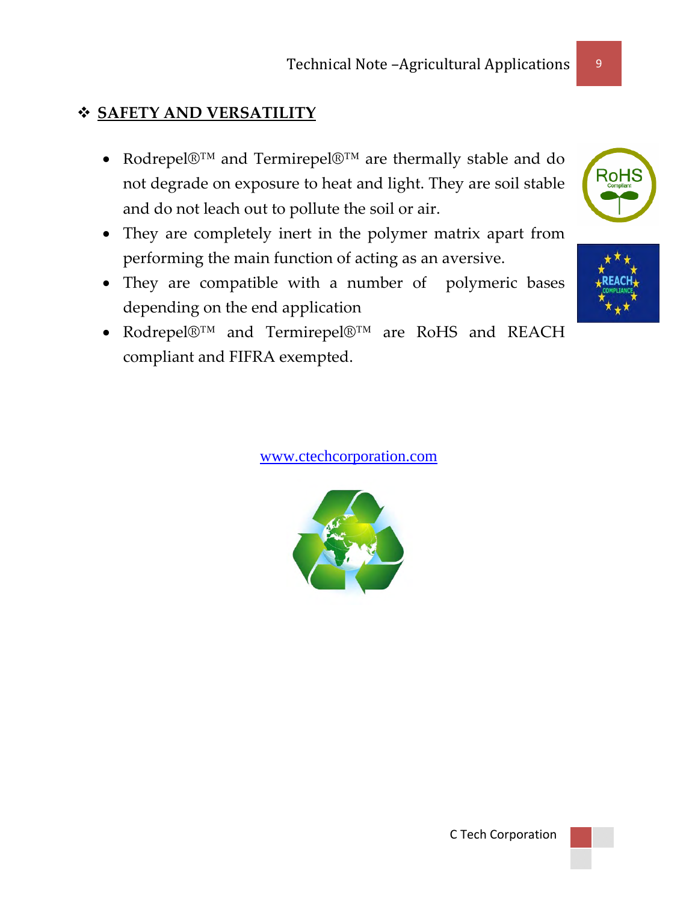## ❖ SAFETY AND VERSATILITY

- Rodrepel®™ and Termirepel®™ are thermally stable and do not degrade on exposure to heat and light. They are soil stable and do not leach out to pollute the soil or air.
- They are completely inert in the polymer matrix apart from performing the main function of acting as an aversive.
- They are compatible with a number of polymeric bases depending on the end application
- Rodrepel®™ and Termirepel®™ are RoHS and REACH compliant and FIFRA exempted.

www.ctechcorporation.com